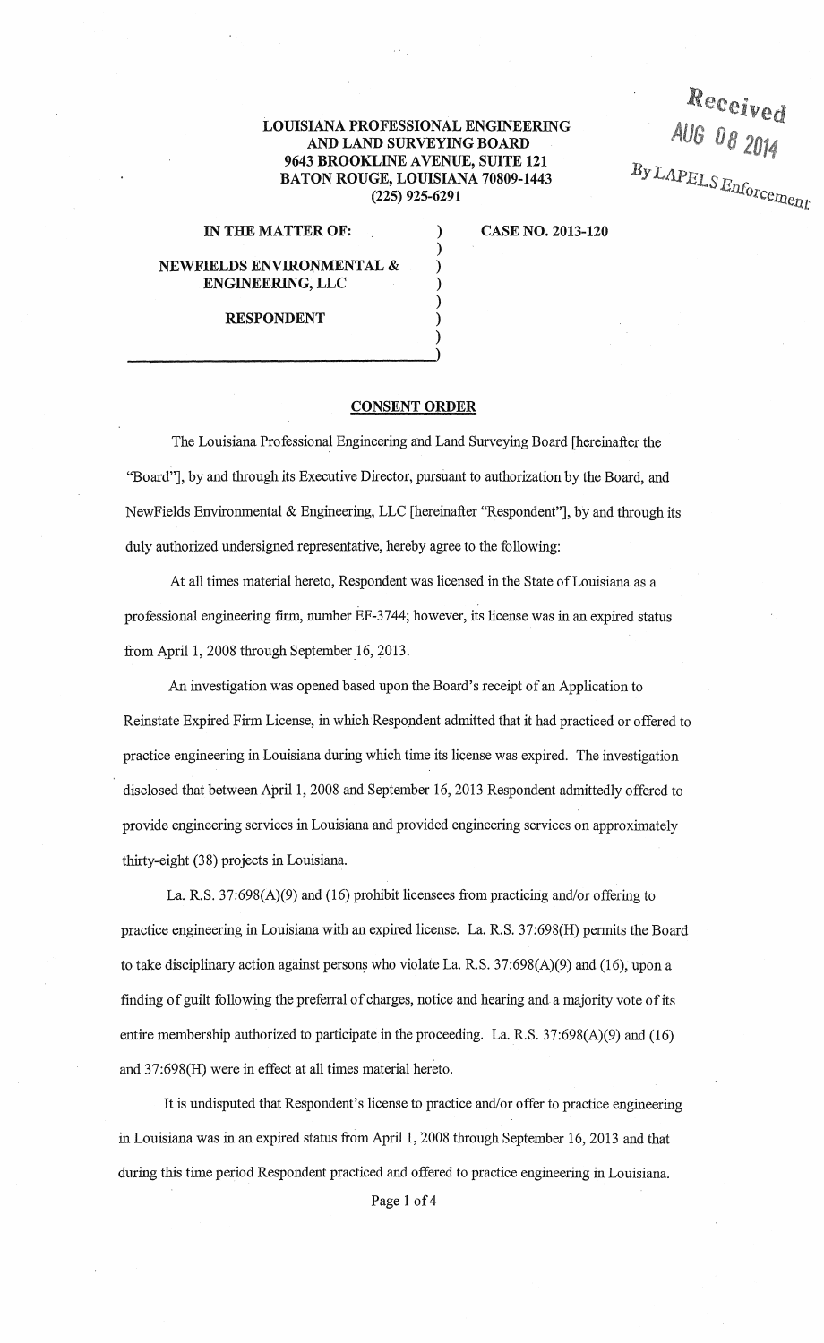**LOUISIANA PROFESSIONAL ENGINEERING AND LAND SURVEYING BOARD**
**9643 BROOKLINE AVENUE, SUITE 121**
**BATON ROUGE, LOUISIANA 70809-1443**
**(225) 925-6291**

Received
AUG 08 2014
By LAPELS Enforcement

| | | |
|---|---|---|
| **IN THE MATTER OF:** | ) | **CASE NO. 2013-120** |
| | ) | |
| **NEWFIELDS ENVIRONMENTAL & ENGINEERING, LLC** | ) | |
| | ) | |
| **RESPONDENT** | ) | |

## CONSENT ORDER

The Louisiana Professional Engineering and Land Surveying Board [hereinafter the "Board"], by and through its Executive Director, pursuant to authorization by the Board, and NewFields Environmental & Engineering, LLC [hereinafter "Respondent"], by and through its duly authorized undersigned representative, hereby agree to the following:

At all times material hereto, Respondent was licensed in the State of Louisiana as a professional engineering firm, number EF-3744; however, its license was in an expired status from April 1, 2008 through September 16, 2013.

An investigation was opened based upon the Board's receipt of an Application to Reinstate Expired Firm License, in which Respondent admitted that it had practiced or offered to practice engineering in Louisiana during which time its license was expired. The investigation disclosed that between April 1, 2008 and September 16, 2013 Respondent admittedly offered to provide engineering services in Louisiana and provided engineering services on approximately thirty-eight (38) projects in Louisiana.

La. R.S. 37:698(A)(9) and (16) prohibit licensees from practicing and/or offering to practice engineering in Louisiana with an expired license. La. R.S. 37:698(H) permits the Board to take disciplinary action against persons who violate La. R.S. 37:698(A)(9) and (16), upon a finding of guilt following the preferral of charges, notice and hearing and a majority vote of its entire membership authorized to participate in the proceeding. La. R.S. 37:698(A)(9) and (16) and 37:698(H) were in effect at all times material hereto.

It is undisputed that Respondent's license to practice and/or offer to practice engineering in Louisiana was in an expired status from April 1, 2008 through September 16, 2013 and that during this time period Respondent practiced and offered to practice engineering in Louisiana.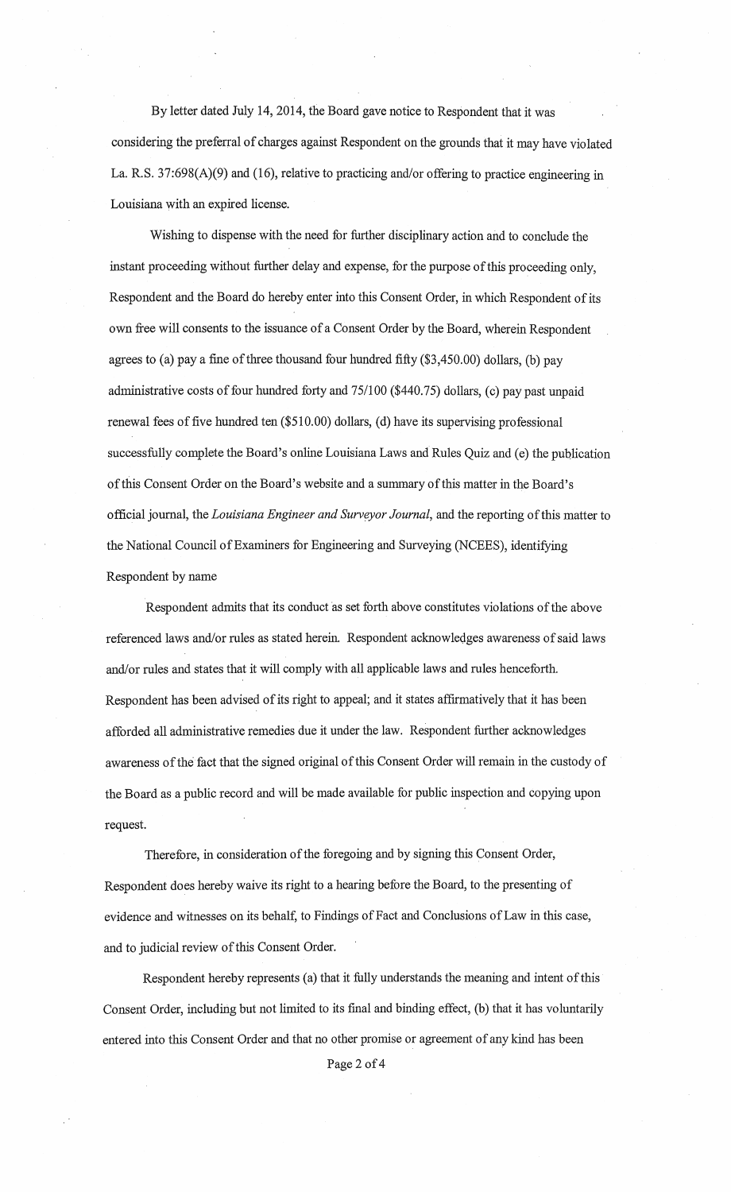By letter dated July 14, 2014, the Board gave notice to Respondent that it was considering the preferral of charges against Respondent on the grounds that it may have violated La. R.S. 37:698(A)(9) and (16), relative to practicing and/or offering to practice engineering in Louisiana with an expired license.

Wishing to dispense with the need for further disciplinary action and to conclude the instant proceeding without further delay and expense, for the purpose of this proceeding only, Respondent and the Board do hereby enter into this Consent Order, in which Respondent of its own free will consents to the issuance of a Consent Order by the Board, wherein Respondent agrees to (a) pay a fine of three thousand four hundred fifty ($3,450.00) dollars, (b) pay administrative costs of four hundred forty and 75/100 ($440.75) dollars, (c) pay past unpaid renewal fees of five hundred ten ($510.00) dollars, (d) have its supervising professional successfully complete the Board's online Louisiana Laws and Rules Quiz and (e) the publication of this Consent Order on the Board's website and a summary of this matter in the Board's official journal, the *Louisiana Engineer and Surveyor Journal*, and the reporting of this matter to the National Council of Examiners for Engineering and Surveying (NCEES), identifying Respondent by name

Respondent admits that its conduct as set forth above constitutes violations of the above referenced laws and/or rules as stated herein. Respondent acknowledges awareness of said laws and/or rules and states that it will comply with all applicable laws and rules henceforth. Respondent has been advised of its right to appeal; and it states affirmatively that it has been afforded all administrative remedies due it under the law. Respondent further acknowledges awareness of the fact that the signed original of this Consent Order will remain in the custody of the Board as a public record and will be made available for public inspection and copying upon request.

Therefore, in consideration of the foregoing and by signing this Consent Order, Respondent does hereby waive its right to a hearing before the Board, to the presenting of evidence and witnesses on its behalf, to Findings of Fact and Conclusions of Law in this case, and to judicial review of this Consent Order.

Respondent hereby represents (a) that it fully understands the meaning and intent of this Consent Order, including but not limited to its final and binding effect, (b) that it has voluntarily entered into this Consent Order and that no other promise or agreement of any kind has been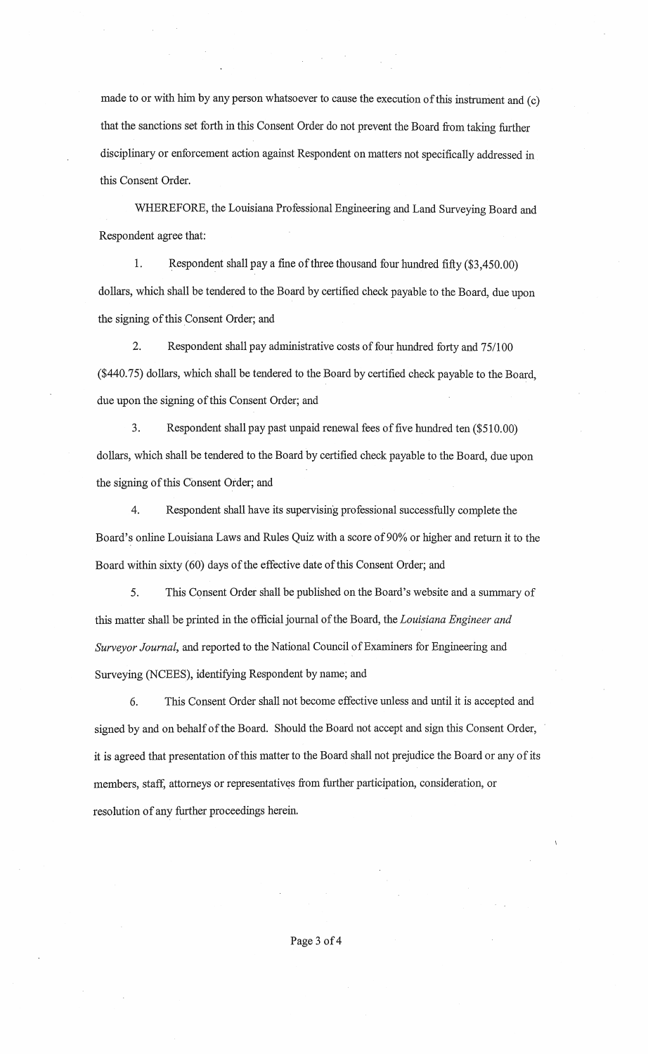made to or with him by any person whatsoever to cause the execution of this instrument and (c) that the sanctions set forth in this Consent Order do not prevent the Board from taking further disciplinary or enforcement action against Respondent on matters not specifically addressed in this Consent Order.

WHEREFORE, the Louisiana Professional Engineering and Land Surveying Board and Respondent agree that:

1. Respondent shall pay a fine of three thousand four hundred fifty ($3,450.00) dollars, which shall be tendered to the Board by certified check payable to the Board, due upon the signing of this Consent Order; and

2. Respondent shall pay administrative costs of four hundred forty and 75/100 ($440.75) dollars, which shall be tendered to the Board by certified check payable to the Board, due upon the signing of this Consent Order; and

3. Respondent shall pay past unpaid renewal fees of five hundred ten ($510.00) dollars, which shall be tendered to the Board by certified check payable to the Board, due upon the signing of this Consent Order; and

4. Respondent shall have its supervising professional successfully complete the Board's online Louisiana Laws and Rules Quiz with a score of 90% or higher and return it to the Board within sixty (60) days of the effective date of this Consent Order; and

5. This Consent Order shall be published on the Board's website and a summary of this matter shall be printed in the official journal of the Board, the *Louisiana Engineer and Surveyor Journal*, and reported to the National Council of Examiners for Engineering and Surveying (NCEES), identifying Respondent by name; and

6. This Consent Order shall not become effective unless and until it is accepted and signed by and on behalf of the Board. Should the Board not accept and sign this Consent Order, it is agreed that presentation of this matter to the Board shall not prejudice the Board or any of its members, staff, attorneys or representatives from further participation, consideration, or resolution of any further proceedings herein.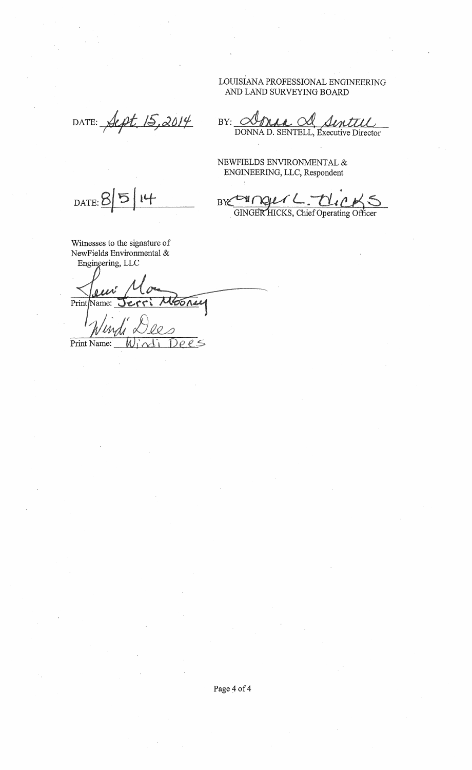LOUISIANA PROFESSIONAL ENGINEERING AND LAND SURVEYING BOARD

DATE: Sept. 15, 2014

BY: Donna D. Sentell
DONNA D. SENTELL, Executive Director

NEWFIELDS ENVIRONMENTAL & ENGINEERING, LLC, Respondent

DATE: 8/5/14

BY: Ginger L. Hicks
GINGER HICKS, Chief Operating Officer

Witnesses to the signature of NewFields Environmental & Engineering, LLC

Jerri Mooney
Print Name: Jerri Mooney

Windi Dees
Print Name: Windi Dees